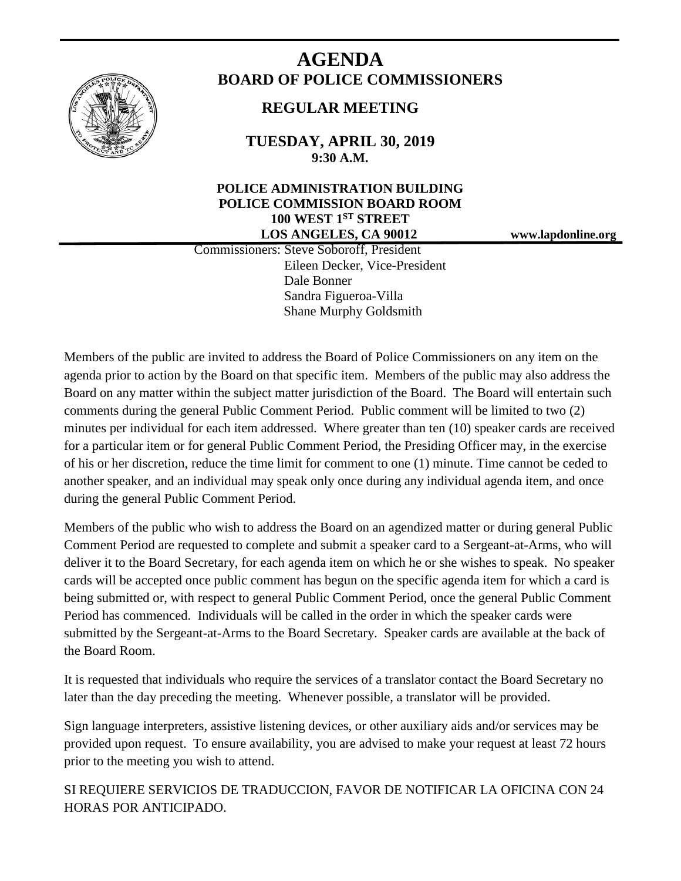# AGENDA

## BOARD OF POLICE COMMISSIONERS

### REGULAR MEETING

**TUESDAY, APRIL 30, 2019**
**9:30 A.M.**

**POLICE ADMINISTRATION BUILDING**
**POLICE COMMISSION BOARD ROOM**
**100 WEST 1[ST] STREET**
**LOS ANGELES, CA 90012**

**www.lapdonline.org**

Commissioners: Steve Soboroff, President
Eileen Decker, Vice-President
Dale Bonner
Sandra Figueroa-Villa
Shane Murphy Goldsmith

Members of the public are invited to address the Board of Police Commissioners on any item on the agenda prior to action by the Board on that specific item. Members of the public may also address the Board on any matter within the subject matter jurisdiction of the Board. The Board will entertain such comments during the general Public Comment Period. Public comment will be limited to two (2) minutes per individual for each item addressed. Where greater than ten (10) speaker cards are received for a particular item or for general Public Comment Period, the Presiding Officer may, in the exercise of his or her discretion, reduce the time limit for comment to one (1) minute. Time cannot be ceded to another speaker, and an individual may speak only once during any individual agenda item, and once during the general Public Comment Period.

Members of the public who wish to address the Board on an agendized matter or during general Public Comment Period are requested to complete and submit a speaker card to a Sergeant-at-Arms, who will deliver it to the Board Secretary, for each agenda item on which he or she wishes to speak. No speaker cards will be accepted once public comment has begun on the specific agenda item for which a card is being submitted or, with respect to general Public Comment Period, once the general Public Comment Period has commenced. Individuals will be called in the order in which the speaker cards were submitted by the Sergeant-at-Arms to the Board Secretary. Speaker cards are available at the back of the Board Room.

It is requested that individuals who require the services of a translator contact the Board Secretary no later than the day preceding the meeting. Whenever possible, a translator will be provided.

Sign language interpreters, assistive listening devices, or other auxiliary aids and/or services may be provided upon request. To ensure availability, you are advised to make your request at least 72 hours prior to the meeting you wish to attend.

SI REQUIERE SERVICIOS DE TRADUCCION, FAVOR DE NOTIFICAR LA OFICINA CON 24 HORAS POR ANTICIPADO.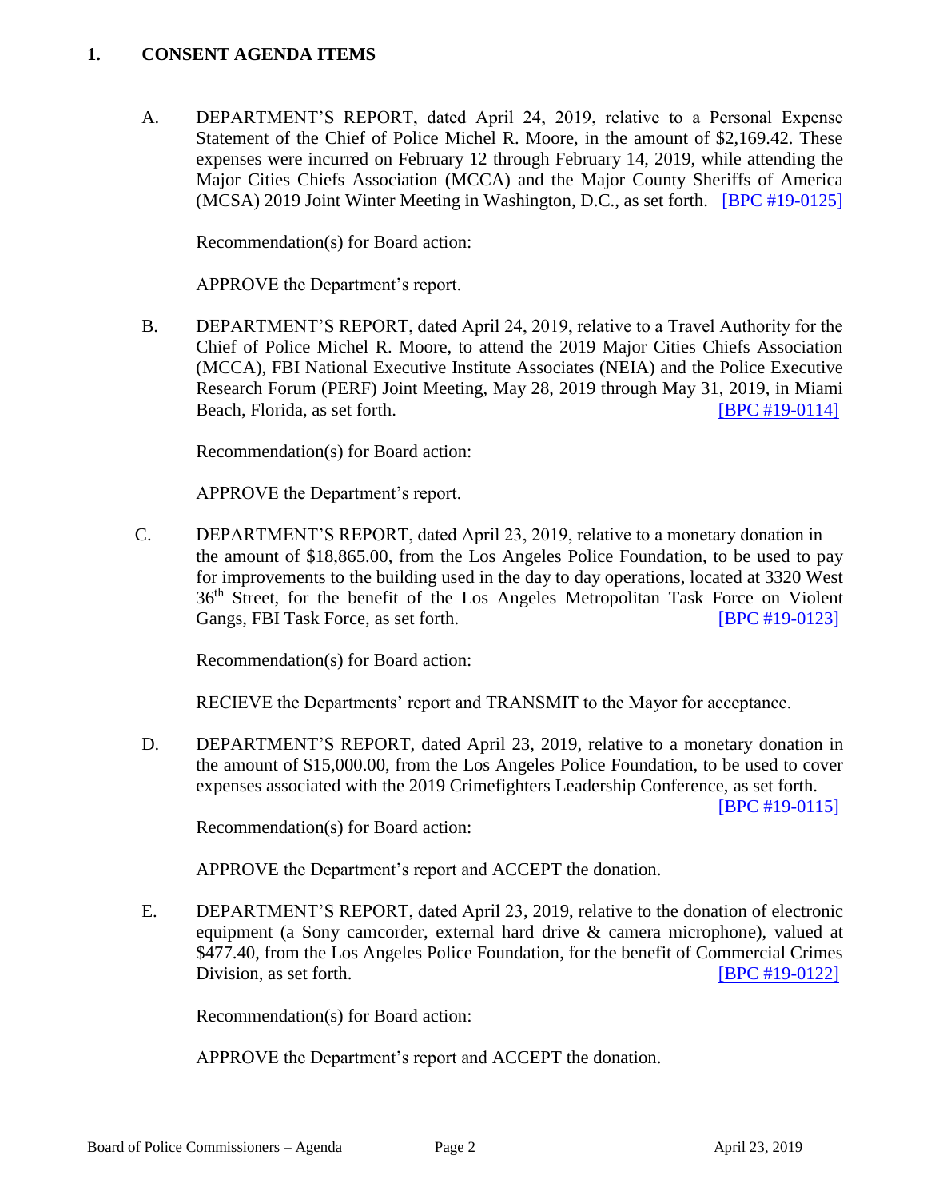## 1. CONSENT AGENDA ITEMS

A. DEPARTMENT'S REPORT, dated April 24, 2019, relative to a Personal Expense Statement of the Chief of Police Michel R. Moore, in the amount of $2,169.42. These expenses were incurred on February 12 through February 14, 2019, while attending the Major Cities Chiefs Association (MCCA) and the Major County Sheriffs of America (MCSA) 2019 Joint Winter Meeting in Washington, D.C., as set forth. [BPC #19-0125]

Recommendation(s) for Board action:

APPROVE the Department's report.

B. DEPARTMENT'S REPORT, dated April 24, 2019, relative to a Travel Authority for the Chief of Police Michel R. Moore, to attend the 2019 Major Cities Chiefs Association (MCCA), FBI National Executive Institute Associates (NEIA) and the Police Executive Research Forum (PERF) Joint Meeting, May 28, 2019 through May 31, 2019, in Miami Beach, Florida, as set forth. [BPC #19-0114]

Recommendation(s) for Board action:

APPROVE the Department's report.

C. DEPARTMENT'S REPORT, dated April 23, 2019, relative to a monetary donation in the amount of $18,865.00, from the Los Angeles Police Foundation, to be used to pay for improvements to the building used in the day to day operations, located at 3320 West 36th Street, for the benefit of the Los Angeles Metropolitan Task Force on Violent Gangs, FBI Task Force, as set forth. [BPC #19-0123]

Recommendation(s) for Board action:

RECIEVE the Departments' report and TRANSMIT to the Mayor for acceptance.

D. DEPARTMENT'S REPORT, dated April 23, 2019, relative to a monetary donation in the amount of $15,000.00, from the Los Angeles Police Foundation, to be used to cover expenses associated with the 2019 Crimefighters Leadership Conference, as set forth. [BPC #19-0115]

Recommendation(s) for Board action:

APPROVE the Department's report and ACCEPT the donation.

E. DEPARTMENT'S REPORT, dated April 23, 2019, relative to the donation of electronic equipment (a Sony camcorder, external hard drive & camera microphone), valued at $477.40, from the Los Angeles Police Foundation, for the benefit of Commercial Crimes Division, as set forth. [BPC #19-0122]

Recommendation(s) for Board action:

APPROVE the Department's report and ACCEPT the donation.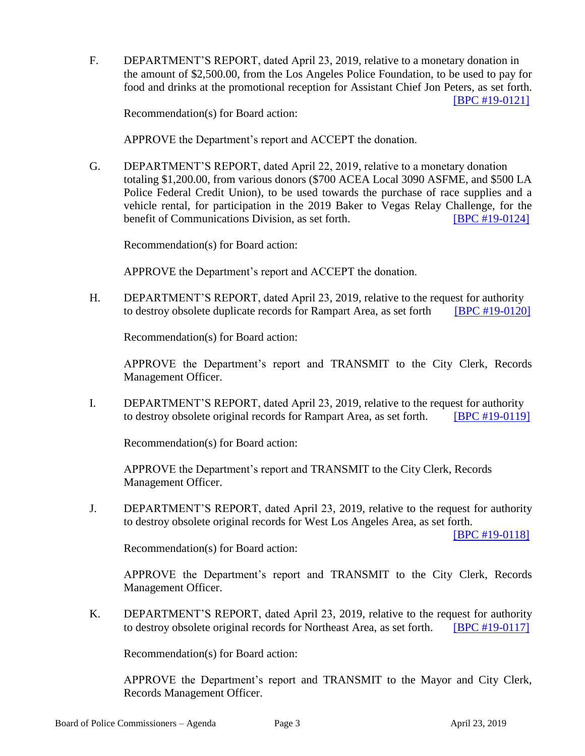F. DEPARTMENT'S REPORT, dated April 23, 2019, relative to a monetary donation in the amount of $2,500.00, from the Los Angeles Police Foundation, to be used to pay for food and drinks at the promotional reception for Assistant Chief Jon Peters, as set forth. [BPC #19-0121]

Recommendation(s) for Board action:

APPROVE the Department's report and ACCEPT the donation.

G. DEPARTMENT'S REPORT, dated April 22, 2019, relative to a monetary donation totaling $1,200.00, from various donors ($700 ACEA Local 3090 ASFME, and $500 LA Police Federal Credit Union), to be used towards the purchase of race supplies and a vehicle rental, for participation in the 2019 Baker to Vegas Relay Challenge, for the benefit of Communications Division, as set forth. [BPC #19-0124]

Recommendation(s) for Board action:

APPROVE the Department's report and ACCEPT the donation.

H. DEPARTMENT'S REPORT, dated April 23, 2019, relative to the request for authority to destroy obsolete duplicate records for Rampart Area, as set forth [BPC #19-0120]

Recommendation(s) for Board action:

APPROVE the Department's report and TRANSMIT to the City Clerk, Records Management Officer.

I. DEPARTMENT'S REPORT, dated April 23, 2019, relative to the request for authority to destroy obsolete original records for Rampart Area, as set forth. [BPC #19-0119]

Recommendation(s) for Board action:

APPROVE the Department's report and TRANSMIT to the City Clerk, Records Management Officer.

J. DEPARTMENT'S REPORT, dated April 23, 2019, relative to the request for authority to destroy obsolete original records for West Los Angeles Area, as set forth. [BPC #19-0118]

Recommendation(s) for Board action:

APPROVE the Department's report and TRANSMIT to the City Clerk, Records Management Officer.

K. DEPARTMENT'S REPORT, dated April 23, 2019, relative to the request for authority to destroy obsolete original records for Northeast Area, as set forth. [BPC #19-0117]

Recommendation(s) for Board action:

APPROVE the Department's report and TRANSMIT to the Mayor and City Clerk, Records Management Officer.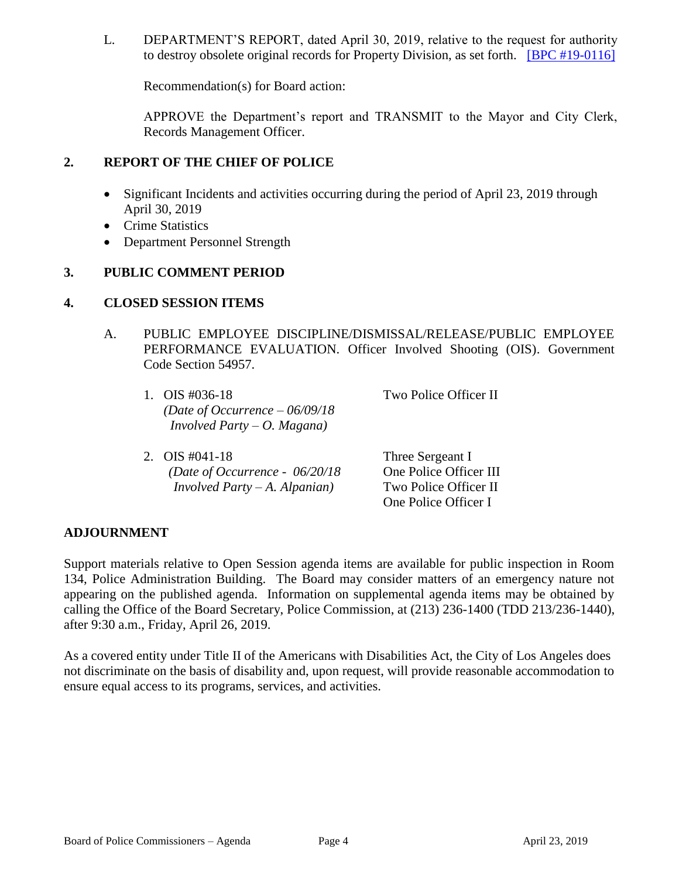L. DEPARTMENT'S REPORT, dated April 30, 2019, relative to the request for authority to destroy obsolete original records for Property Division, as set forth. [BPC #19-0116]

Recommendation(s) for Board action:

APPROVE the Department's report and TRANSMIT to the Mayor and City Clerk, Records Management Officer.

## 2. REPORT OF THE CHIEF OF POLICE

- Significant Incidents and activities occurring during the period of April 23, 2019 through April 30, 2019
- Crime Statistics
- Department Personnel Strength

## 3. PUBLIC COMMENT PERIOD

## 4. CLOSED SESSION ITEMS

A. PUBLIC EMPLOYEE DISCIPLINE/DISMISSAL/RELEASE/PUBLIC EMPLOYEE PERFORMANCE EVALUATION. Officer Involved Shooting (OIS). Government Code Section 54957.

| | |
|---|---|
| 1. OIS #036-18<br>*(Date of Occurrence – 06/09/18*<br>*Involved Party – O. Magana)* | Two Police Officer II |
| 2. OIS #041-18<br>*(Date of Occurrence - 06/20/18*<br>*Involved Party – A. Alpanian)* | Three Sergeant I<br>One Police Officer III<br>Two Police Officer II<br>One Police Officer I |

## ADJOURNMENT

Support materials relative to Open Session agenda items are available for public inspection in Room 134, Police Administration Building. The Board may consider matters of an emergency nature not appearing on the published agenda. Information on supplemental agenda items may be obtained by calling the Office of the Board Secretary, Police Commission, at (213) 236-1400 (TDD 213/236-1440), after 9:30 a.m., Friday, April 26, 2019.

As a covered entity under Title II of the Americans with Disabilities Act, the City of Los Angeles does not discriminate on the basis of disability and, upon request, will provide reasonable accommodation to ensure equal access to its programs, services, and activities.